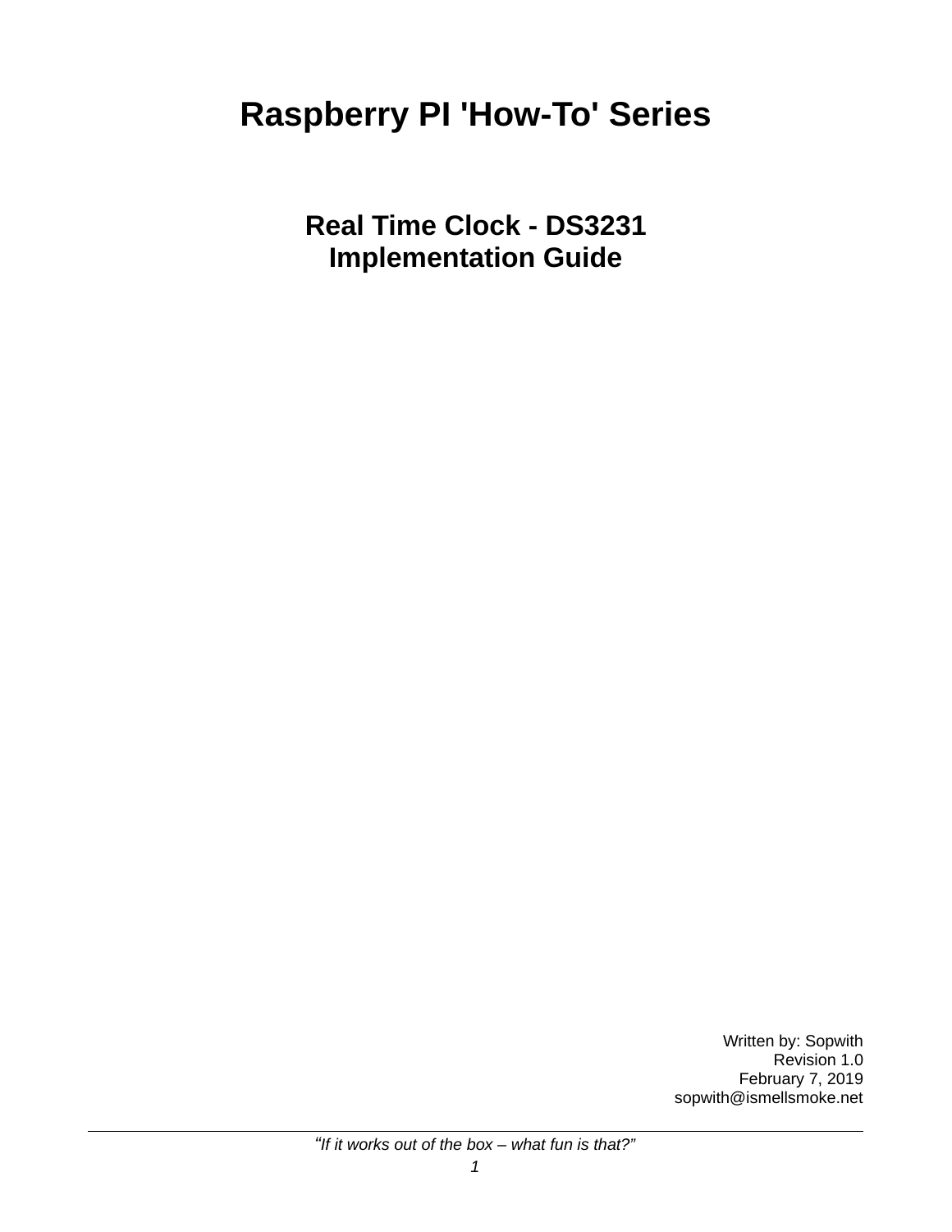# Raspberry PI 'How-To' Series

## Real Time Clock - DS3231
## Implementation Guide

Written by: Sopwith
Revision 1.0
February 7, 2019
sopwith@ismellsmoke.net

*"If it works out of the box – what fun is that?"*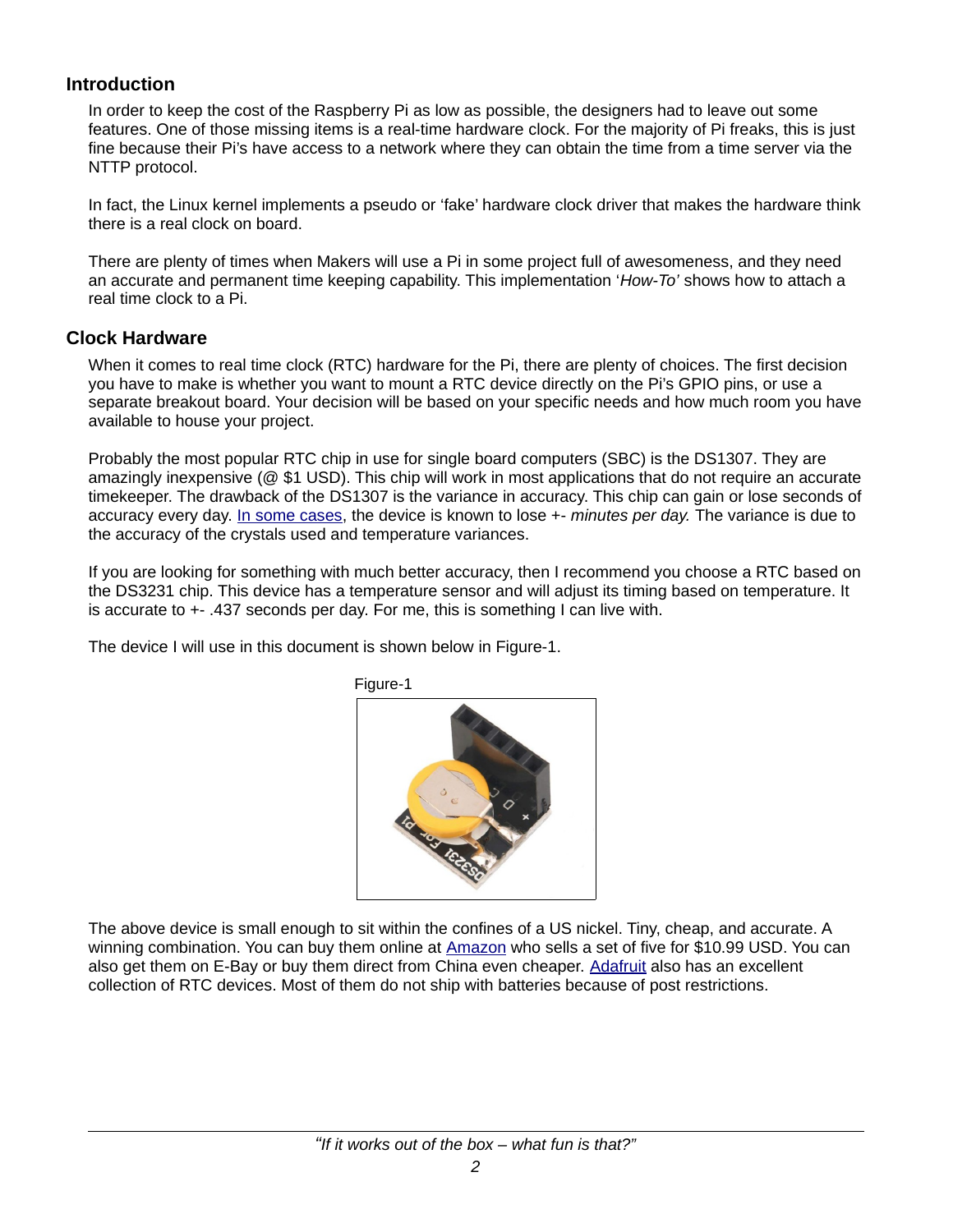## Introduction

In order to keep the cost of the Raspberry Pi as low as possible, the designers had to leave out some features. One of those missing items is a real-time hardware clock. For the majority of Pi freaks, this is just fine because their Pi's have access to a network where they can obtain the time from a time server via the NTTP protocol.

In fact, the Linux kernel implements a pseudo or 'fake' hardware clock driver that makes the hardware think there is a real clock on board.

There are plenty of times when Makers will use a Pi in some project full of awesomeness, and they need an accurate and permanent time keeping capability. This implementation '*How-To'* shows how to attach a real time clock to a Pi.

## Clock Hardware

When it comes to real time clock (RTC) hardware for the Pi, there are plenty of choices. The first decision you have to make is whether you want to mount a RTC device directly on the Pi's GPIO pins, or use a separate breakout board. Your decision will be based on your specific needs and how much room you have available to house your project.

Probably the most popular RTC chip in use for single board computers (SBC) is the DS1307. They are amazingly inexpensive (@ $1 USD). This chip will work in most applications that do not require an accurate timekeeper. The drawback of the DS1307 is the variance in accuracy. This chip can gain or lose seconds of accuracy every day. In some cases, the device is known to lose +- *minutes per day.* The variance is due to the accuracy of the crystals used and temperature variances.

If you are looking for something with much better accuracy, then I recommend you choose a RTC based on the DS3231 chip. This device has a temperature sensor and will adjust its timing based on temperature. It is accurate to +- .437 seconds per day. For me, this is something I can live with.

The device I will use in this document is shown below in Figure-1.

Figure-1

The above device is small enough to sit within the confines of a US nickel. Tiny, cheap, and accurate. A winning combination. You can buy them online at Amazon who sells a set of five for $10.99 USD. You can also get them on E-Bay or buy them direct from China even cheaper. Adafruit also has an excellent collection of RTC devices. Most of them do not ship with batteries because of post restrictions.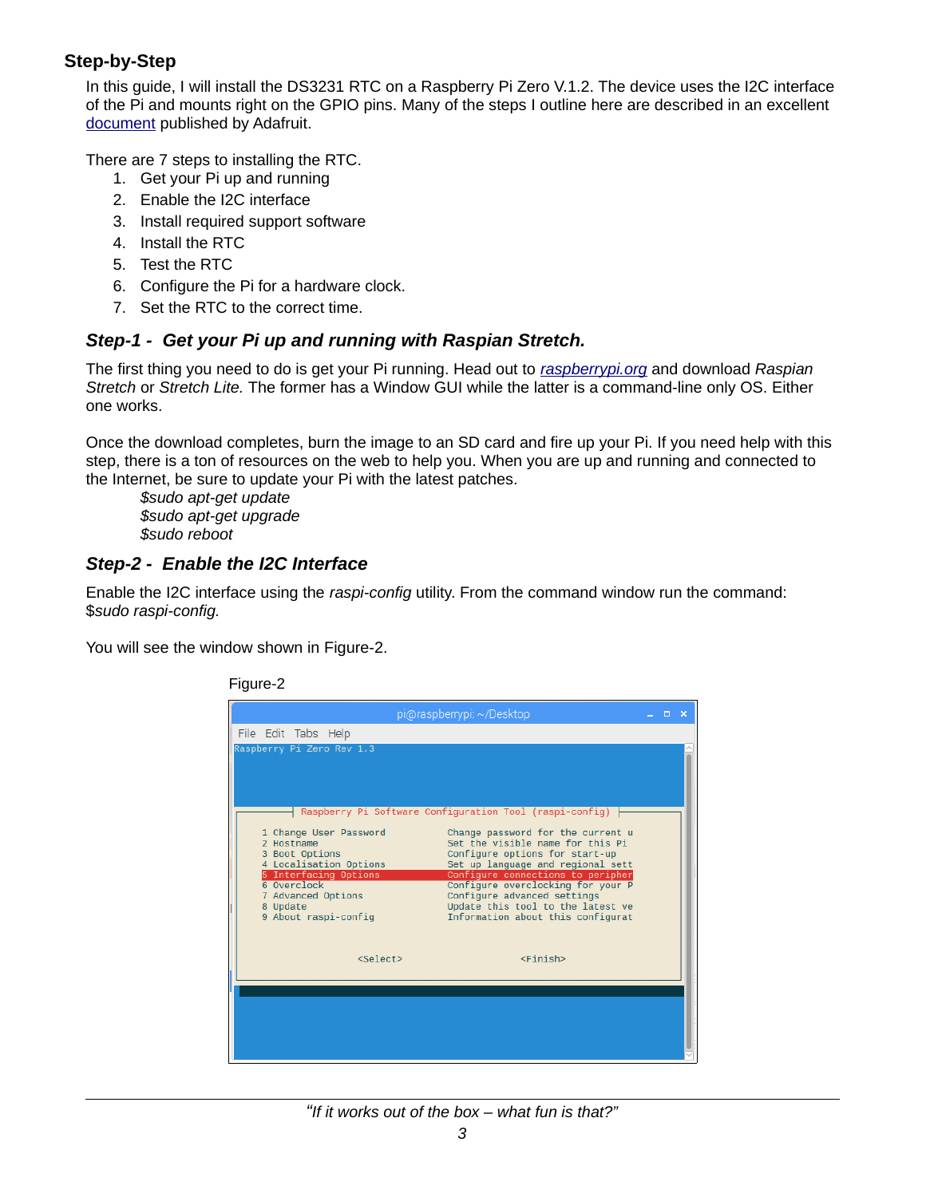## Step-by-Step

In this guide, I will install the DS3231 RTC on a Raspberry Pi Zero V.1.2. The device uses the I2C interface of the Pi and mounts right on the GPIO pins. Many of the steps I outline here are described in an excellent document published by Adafruit.

There are 7 steps to installing the RTC.

1. Get your Pi up and running
2. Enable the I2C interface
3. Install required support software
4. Install the RTC
5. Test the RTC
6. Configure the Pi for a hardware clock.
7. Set the RTC to the correct time.

### *Step-1 - Get your Pi up and running with Raspian Stretch.*

The first thing you need to do is get your Pi running. Head out to raspberrypi.org and download *Raspian Stretch* or *Stretch Lite.* The former has a Window GUI while the latter is a command-line only OS. Either one works.

Once the download completes, burn the image to an SD card and fire up your Pi. If you need help with this step, there is a ton of resources on the web to help you. When you are up and running and connected to the Internet, be sure to update your Pi with the latest patches.

*$sudo apt-get update*
*$sudo apt-get upgrade*
*$sudo reboot*

### *Step-2 - Enable the I2C Interface*

Enable the I2C interface using the *raspi-config* utility. From the command window run the command: $*sudo raspi-config.*

You will see the window shown in Figure-2.

Figure-2

```
pi@raspberrypi: ~/Desktop
File  Edit  Tabs  Help
Raspberry Pi Zero Rev 1.3

        Raspberry Pi Software Configuration Tool (raspi-config)

  1 Change User Password        Change password for the current u
  2 Hostname                    Set the visible name for this Pi
  3 Boot Options                Configure options for start-up
  4 Localisation Options        Set up language and regional sett
  5 Interfacing Options         Configure connections to peripher
  6 Overclock                   Configure overclocking for your P
  7 Advanced Options            Configure advanced settings
  8 Update                      Update this tool to the latest ve
  9 About raspi-config          Information about this configurat

                 <Select>                  <Finish>
```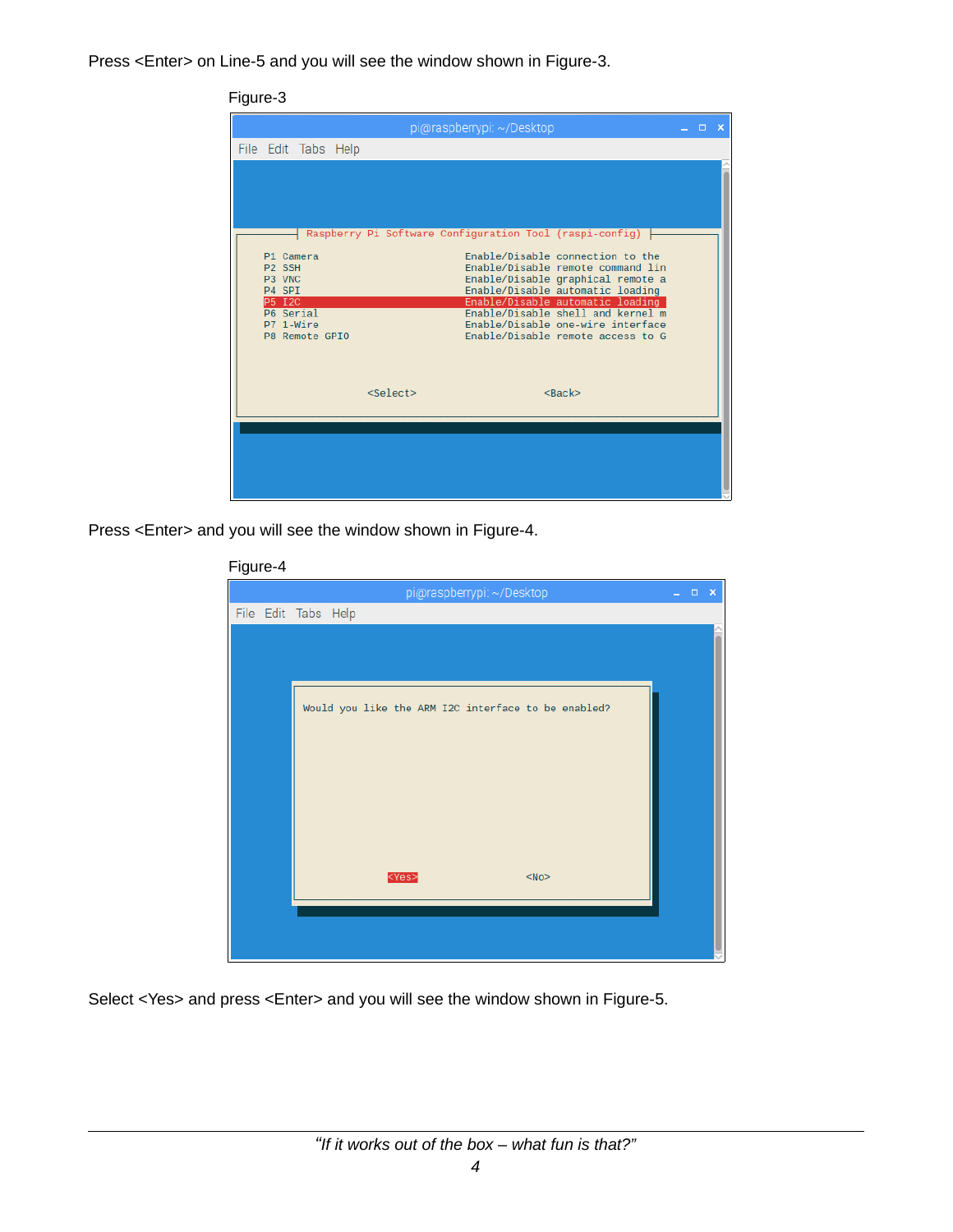Press <Enter> on Line-5 and you will see the window shown in Figure-3.

Figure-3

```
pi@raspberrypi: ~/Desktop
File  Edit  Tabs  Help

    Raspberry Pi Software Configuration Tool (raspi-config)

  P1 Camera          Enable/Disable connection to the
  P2 SSH             Enable/Disable remote command lin
  P3 VNC             Enable/Disable graphical remote a
  P4 SPI             Enable/Disable automatic loading
  P5 I2C             Enable/Disable automatic loading
  P6 Serial          Enable/Disable shell and kernel m
  P7 1-Wire          Enable/Disable one-wire interface
  P8 Remote GPIO     Enable/Disable remote access to G

           <Select>                    <Back>
```

Press <Enter> and you will see the window shown in Figure-4.

Figure-4

```
pi@raspberrypi: ~/Desktop
File  Edit  Tabs  Help

  Would you like the ARM I2C interface to be enabled?

           <Yes>                 <No>
```

Select <Yes> and press <Enter> and you will see the window shown in Figure-5.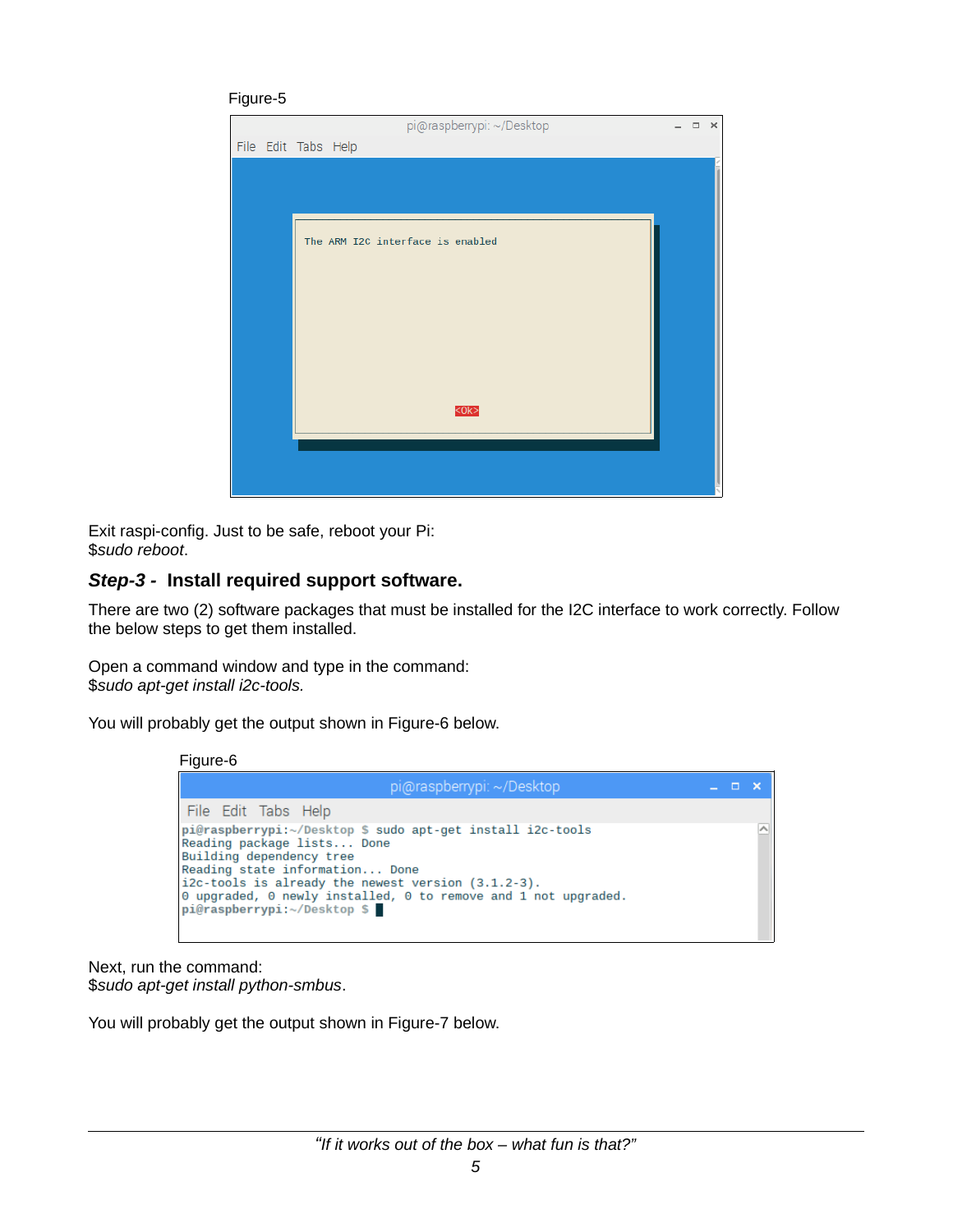Figure-5

Exit raspi-config. Just to be safe, reboot your Pi:
$*sudo reboot*.

## *Step-3* - Install required support software.

There are two (2) software packages that must be installed for the I2C interface to work correctly. Follow the below steps to get them installed.

Open a command window and type in the command:
$*sudo apt-get install i2c-tools.*

You will probably get the output shown in Figure-6 below.

Figure-6

```
pi@raspberrypi:~/Desktop $ sudo apt-get install i2c-tools
Reading package lists... Done
Building dependency tree
Reading state information... Done
i2c-tools is already the newest version (3.1.2-3).
0 upgraded, 0 newly installed, 0 to remove and 1 not upgraded.
pi@raspberrypi:~/Desktop $
```

Next, run the command:
$*sudo apt-get install python-smbus*.

You will probably get the output shown in Figure-7 below.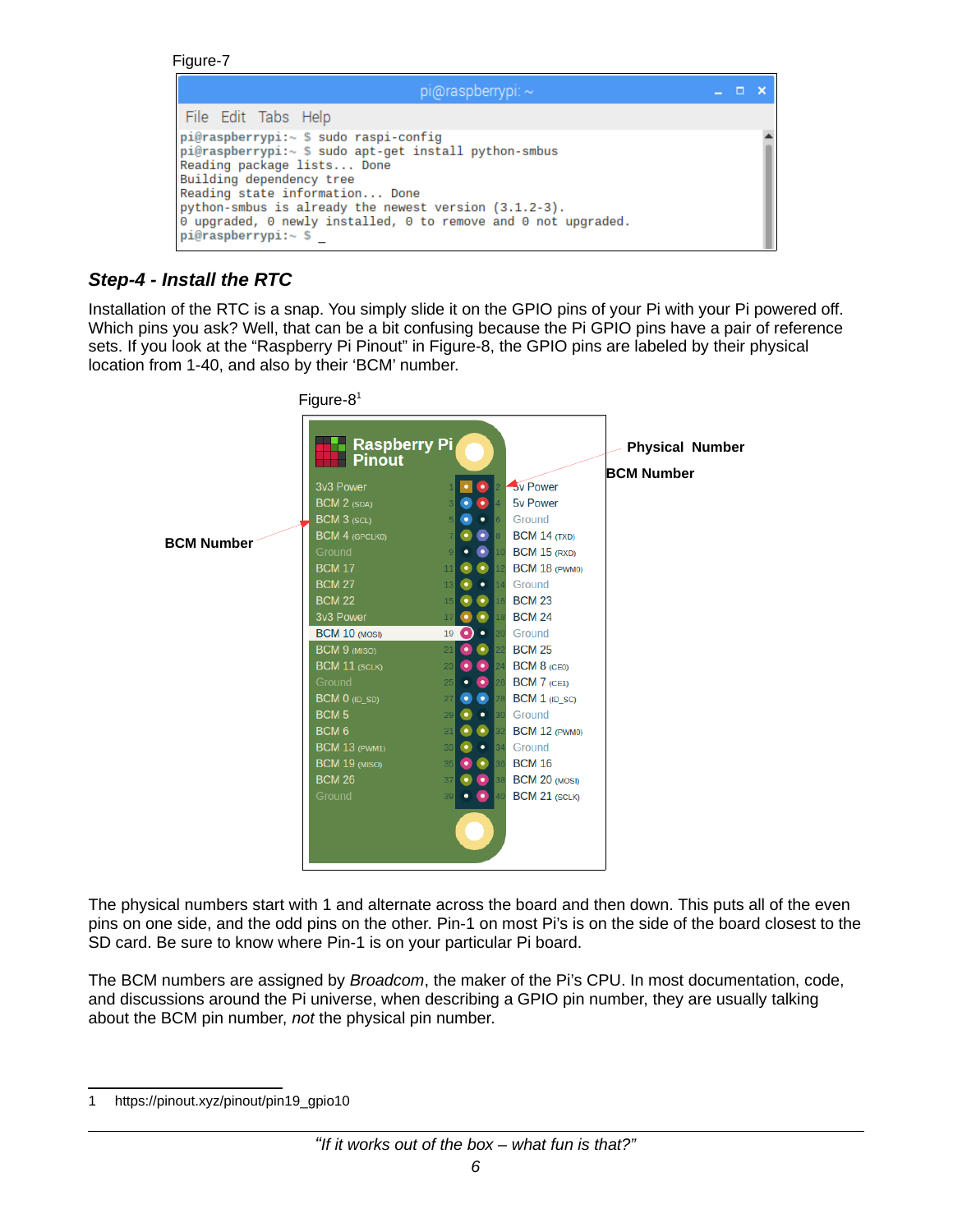Figure-7

```
pi@raspberrypi:~ $ sudo raspi-config
pi@raspberrypi:~ $ sudo apt-get install python-smbus
Reading package lists... Done
Building dependency tree
Reading state information... Done
python-smbus is already the newest version (3.1.2-3).
0 upgraded, 0 newly installed, 0 to remove and 0 not upgraded.
pi@raspberrypi:~ $ _
```

### *Step-4 - Install the RTC*

Installation of the RTC is a snap. You simply slide it on the GPIO pins of your Pi with your Pi powered off. Which pins you ask? Well, that can be a bit confusing because the Pi GPIO pins have a pair of reference sets. If you look at the "Raspberry Pi Pinout" in Figure-8, the GPIO pins are labeled by their physical location from 1-40, and also by their 'BCM' number.

Figure-8[1]

**Raspberry Pi Pinout**

| BCM Number | Physical | Physical | BCM Number |
|---|---|---|---|
| 3v3 Power | 1 | 2 | 5v Power |
| BCM 2 (SDA) | 3 | 4 | 5v Power |
| BCM 3 (SCL) | 5 | 6 | Ground |
| BCM 4 (GPCLK0) | 7 | 8 | BCM 14 (TXD) |
| Ground | 9 | 10 | BCM 15 (RXD) |
| BCM 17 | 11 | 12 | BCM 18 (PWM0) |
| BCM 27 | 13 | 14 | Ground |
| BCM 22 | 15 | 16 | BCM 23 |
| 3v3 Power | 17 | 18 | BCM 24 |
| BCM 10 (MOSI) | 19 | 20 | Ground |
| BCM 9 (MISO) | 21 | 22 | BCM 25 |
| BCM 11 (SCLK) | 23 | 24 | BCM 8 (CE0) |
| Ground | 25 | 26 | BCM 7 (CE1) |
| BCM 0 (ID_SD) | 27 | 28 | BCM 1 (ID_SC) |
| BCM 5 | 29 | 30 | Ground |
| BCM 6 | 31 | 32 | BCM 12 (PWM0) |
| BCM 13 (PWM1) | 33 | 34 | Ground |
| BCM 19 (MISO) | 35 | 36 | BCM 16 |
| BCM 26 | 37 | 38 | BCM 20 (MOSI) |
| Ground | 39 | 40 | BCM 21 (SCLK) |

**Physical Number**

**BCM Number**

**BCM Number**

The physical numbers start with 1 and alternate across the board and then down. This puts all of the even pins on one side, and the odd pins on the other. Pin-1 on most Pi's is on the side of the board closest to the SD card. Be sure to know where Pin-1 is on your particular Pi board.

The BCM numbers are assigned by *Broadcom*, the maker of the Pi's CPU. In most documentation, code, and discussions around the Pi universe, when describing a GPIO pin number, they are usually talking about the BCM pin number, *not* the physical pin number.

---

1 https://pinout.xyz/pinout/pin19_gpio10

*"If it works out of the box – what fun is that?"*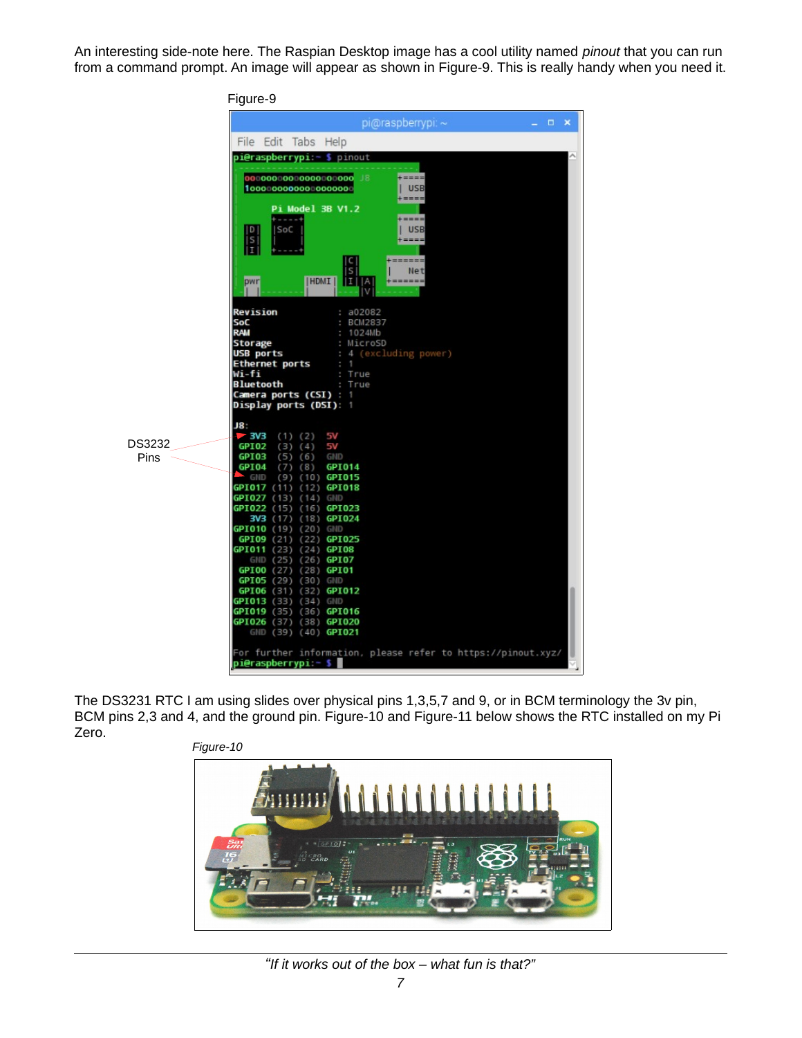An interesting side-note here. The Raspian Desktop image has a cool utility named *pinout* that you can run from a command prompt. An image will appear as shown in Figure-9. This is really handy when you need it.

Figure-9

DS3232 Pins

The DS3231 RTC I am using slides over physical pins 1,3,5,7 and 9, or in BCM terminology the 3v pin, BCM pins 2,3 and 4, and the ground pin. Figure-10 and Figure-11 below shows the RTC installed on my Pi Zero.

*Figure-10*

*"If it works out of the box – what fun is that?"*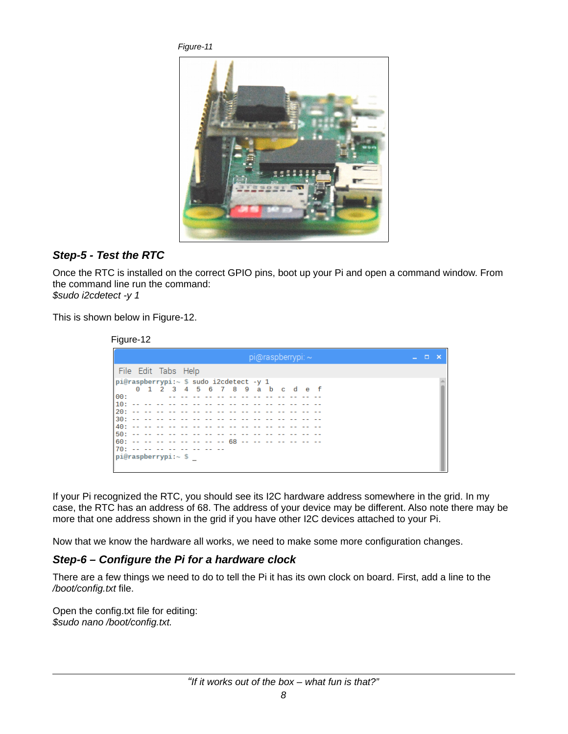*Figure-11*

### *Step-5 - Test the RTC*

Once the RTC is installed on the correct GPIO pins, boot up your Pi and open a command window. From the command line run the command:
*$sudo i2cdetect -y 1*

This is shown below in Figure-12.

Figure-12

```
pi@raspberrypi:~ $ sudo i2cdetect -y 1
     0  1  2  3  4  5  6  7  8  9  a  b  c  d  e  f
00:          -- -- -- -- -- -- -- -- -- -- -- -- --
10: -- -- -- -- -- -- -- -- -- -- -- -- -- -- -- --
20: -- -- -- -- -- -- -- -- -- -- -- -- -- -- -- --
30: -- -- -- -- -- -- -- -- -- -- -- -- -- -- -- --
40: -- -- -- -- -- -- -- -- -- -- -- -- -- -- -- --
50: -- -- -- -- -- -- -- -- -- -- -- -- -- -- -- --
60: -- -- -- -- -- -- -- -- 68 -- -- -- -- -- -- --
70: -- -- -- -- -- -- -- --
pi@raspberrypi:~ $ _
```

If your Pi recognized the RTC, you should see its I2C hardware address somewhere in the grid. In my case, the RTC has an address of 68. The address of your device may be different. Also note there may be more that one address shown in the grid if you have other I2C devices attached to your Pi.

Now that we know the hardware all works, we need to make some more configuration changes.

### *Step-6 – Configure the Pi for a hardware clock*

There are a few things we need to do to tell the Pi it has its own clock on board. First, add a line to the */boot/config.txt* file.

Open the config.txt file for editing:
*$sudo nano /boot/config.txt.*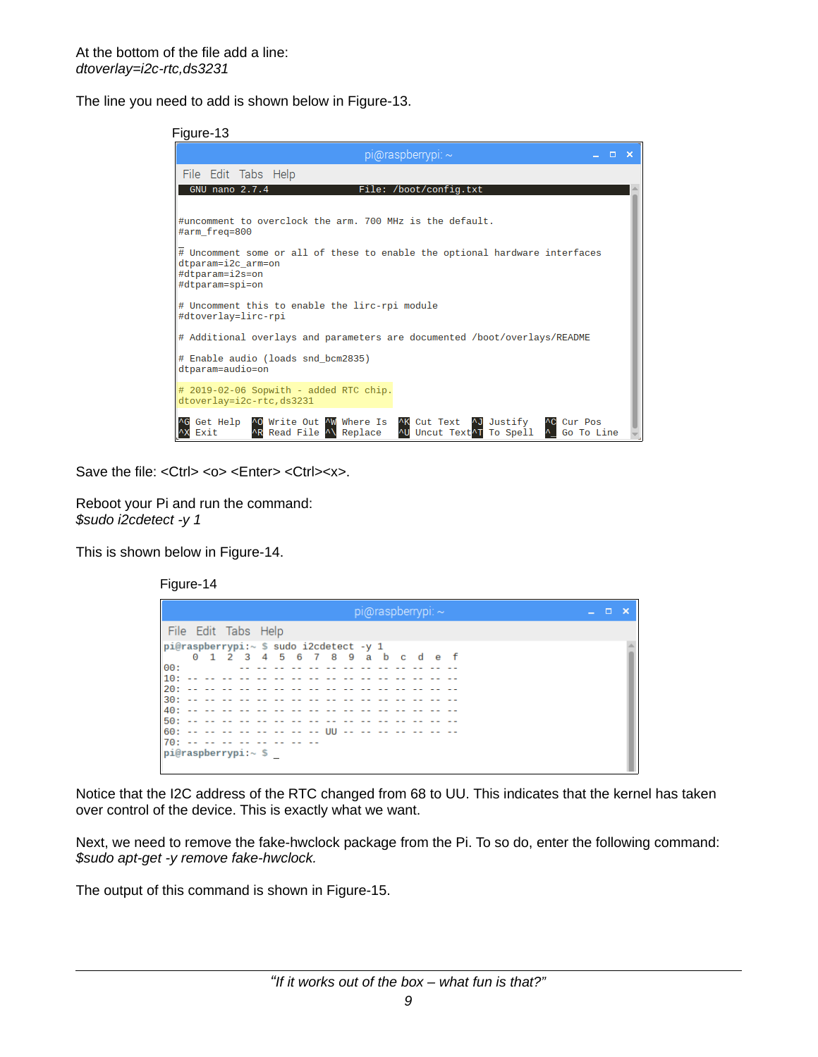At the bottom of the file add a line:
*dtoverlay=i2c-rtc,ds3231*

The line you need to add is shown below in Figure-13.

Figure-13

```
pi@raspberrypi: ~
File  Edit  Tabs  Help
  GNU nano 2.7.4                      File: /boot/config.txt

#uncomment to overclock the arm. 700 MHz is the default.
#arm_freq=800

# Uncomment some or all of these to enable the optional hardware interfaces
dtparam=i2c_arm=on
#dtparam=i2s=on
#dtparam=spi=on

# Uncomment this to enable the lirc-rpi module
#dtoverlay=lirc-rpi

# Additional overlays and parameters are documented /boot/overlays/README

# Enable audio (loads snd_bcm2835)
dtparam=audio=on

# 2019-02-06 Sopwith - added RTC chip.
dtoverlay=i2c-rtc,ds3231

^G Get Help   ^O Write Out  ^W Where Is   ^K Cut Text   ^J Justify    ^C Cur Pos
^X Exit       ^R Read File  ^\ Replace    ^U Uncut Text ^T To Spell   ^_ Go To Line
```

Save the file: <Ctrl> <o> <Enter> <Ctrl><x>.

Reboot your Pi and run the command:
*$sudo i2cdetect -y 1*

This is shown below in Figure-14.

Figure-14

```
pi@raspberrypi: ~
File  Edit  Tabs  Help
pi@raspberrypi:~ $ sudo i2cdetect -y 1
     0  1  2  3  4  5  6  7  8  9  a  b  c  d  e  f
00:          -- -- -- -- -- -- -- -- -- -- -- -- --
10: -- -- -- -- -- -- -- -- -- -- -- -- -- -- -- --
20: -- -- -- -- -- -- -- -- -- -- -- -- -- -- -- --
30: -- -- -- -- -- -- -- -- -- -- -- -- -- -- -- --
40: -- -- -- -- -- -- -- -- -- -- -- -- -- -- -- --
50: -- -- -- -- -- -- -- -- -- -- -- -- -- -- -- --
60: -- -- -- -- -- -- -- -- UU -- -- -- -- -- -- --
70: -- -- -- -- -- -- -- --
pi@raspberrypi:~ $ _
```

Notice that the I2C address of the RTC changed from 68 to UU. This indicates that the kernel has taken over control of the device. This is exactly what we want.

Next, we need to remove the fake-hwclock package from the Pi. To so do, enter the following command:
*$sudo apt-get -y remove fake-hwclock.*

The output of this command is shown in Figure-15.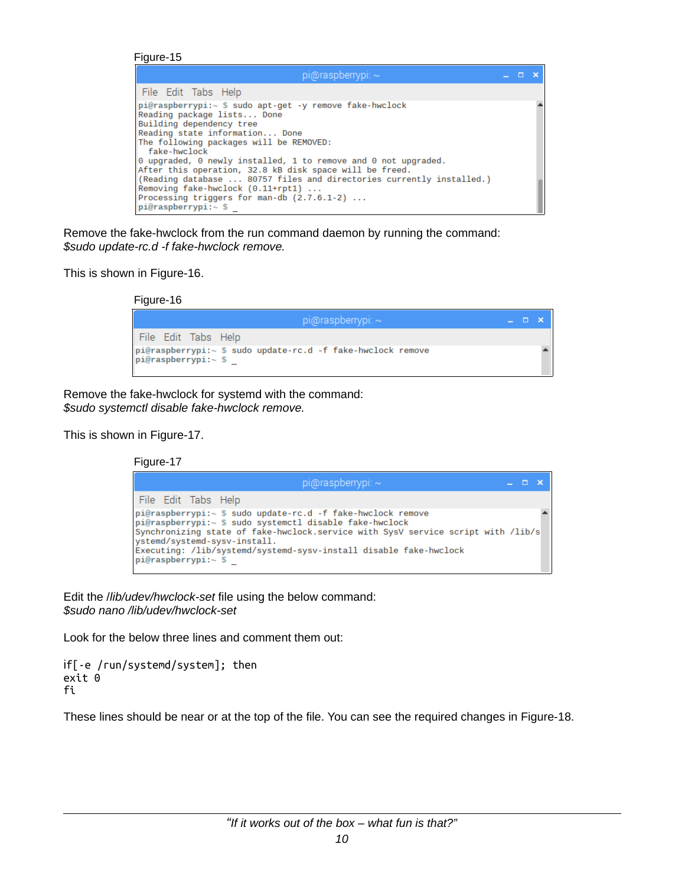Figure-15

```
pi@raspberrypi:~ $ sudo apt-get -y remove fake-hwclock
Reading package lists... Done
Building dependency tree
Reading state information... Done
The following packages will be REMOVED:
  fake-hwclock
0 upgraded, 0 newly installed, 1 to remove and 0 not upgraded.
After this operation, 32.8 kB disk space will be freed.
(Reading database ... 80757 files and directories currently installed.)
Removing fake-hwclock (0.11+rpt1) ...
Processing triggers for man-db (2.7.6.1-2) ...
pi@raspberrypi:~ $ _
```

Remove the fake-hwclock from the run command daemon by running the command:
*$sudo update-rc.d -f fake-hwclock remove.*

This is shown in Figure-16.

Figure-16

```
pi@raspberrypi:~ $ sudo update-rc.d -f fake-hwclock remove
pi@raspberrypi:~ $ _
```

Remove the fake-hwclock for systemd with the command:
*$sudo systemctl disable fake-hwclock remove.*

This is shown in Figure-17.

Figure-17

```
pi@raspberrypi:~ $ sudo update-rc.d -f fake-hwclock remove
pi@raspberrypi:~ $ sudo systemctl disable fake-hwclock
Synchronizing state of fake-hwclock.service with SysV service script with /lib/s
ystemd/systemd-sysv-install.
Executing: /lib/systemd/systemd-sysv-install disable fake-hwclock
pi@raspberrypi:~ $ _
```

Edit the */lib/udev/hwclock-set* file using the below command:
*$sudo nano /lib/udev/hwclock-set*

Look for the below three lines and comment them out:

```
if[-e /run/systemd/system]; then
exit 0
fi
```

These lines should be near or at the top of the file. You can see the required changes in Figure-18.

*"If it works out of the box – what fun is that?"*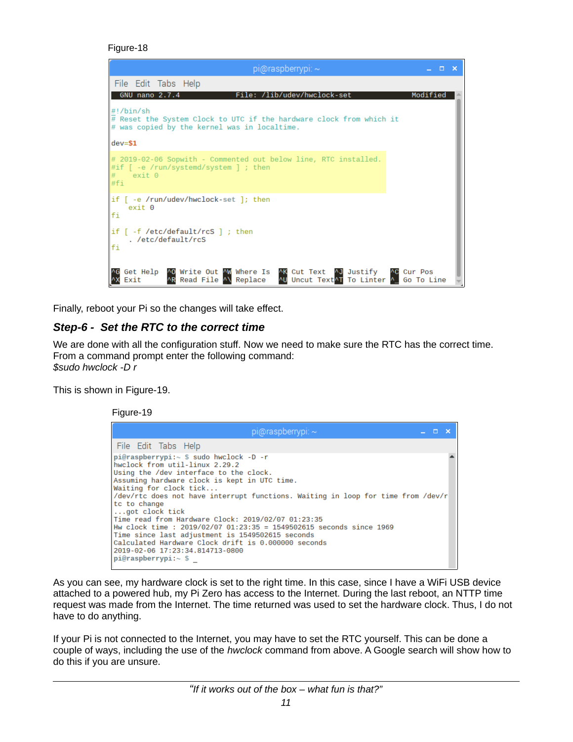Figure-18

```
pi@raspberrypi: ~
File  Edit  Tabs  Help
 GNU nano 2.7.4              File: /lib/udev/hwclock-set              Modified

#!/bin/sh
# Reset the System Clock to UTC if the hardware clock from which it
# was copied by the kernel was in localtime.

dev=$1

# 2019-02-06 Sopwith - Commented out below line, RTC installed.
#if [ -e /run/systemd/system ] ; then
#    exit 0
#fi

if [ -e /run/udev/hwclock-set ]; then
    exit 0
fi

if [ -f /etc/default/rcS ] ; then
    . /etc/default/rcS
fi

^G Get Help  ^O Write Out  ^W Where Is  ^K Cut Text  ^J Justify   ^C Cur Pos
^X Exit      ^R Read File  ^\ Replace   ^U Uncut Text^T To Linter  ^_ Go To Line
```

Finally, reboot your Pi so the changes will take effect.

### *Step-6 - Set the RTC to the correct time*

We are done with all the configuration stuff. Now we need to make sure the RTC has the correct time. From a command prompt enter the following command:
*$sudo hwclock -D r*

This is shown in Figure-19.

Figure-19

```
pi@raspberrypi: ~
File  Edit  Tabs  Help
pi@raspberrypi:~ $ sudo hwclock -D -r
hwclock from util-linux 2.29.2
Using the /dev interface to the clock.
Assuming hardware clock is kept in UTC time.
Waiting for clock tick...
/dev/rtc does not have interrupt functions. Waiting in loop for time from /dev/r
tc to change
...got clock tick
Time read from Hardware Clock: 2019/02/07 01:23:35
Hw clock time : 2019/02/07 01:23:35 = 1549502615 seconds since 1969
Time since last adjustment is 1549502615 seconds
Calculated Hardware Clock drift is 0.000000 seconds
2019-02-06 17:23:34.814713-0800
pi@raspberrypi:~ $ _
```

As you can see, my hardware clock is set to the right time. In this case, since I have a WiFi USB device attached to a powered hub, my Pi Zero has access to the Internet. During the last reboot, an NTTP time request was made from the Internet. The time returned was used to set the hardware clock. Thus, I do not have to do anything.

If your Pi is not connected to the Internet, you may have to set the RTC yourself. This can be done a couple of ways, including the use of the *hwclock* command from above. A Google search will show how to do this if you are unsure.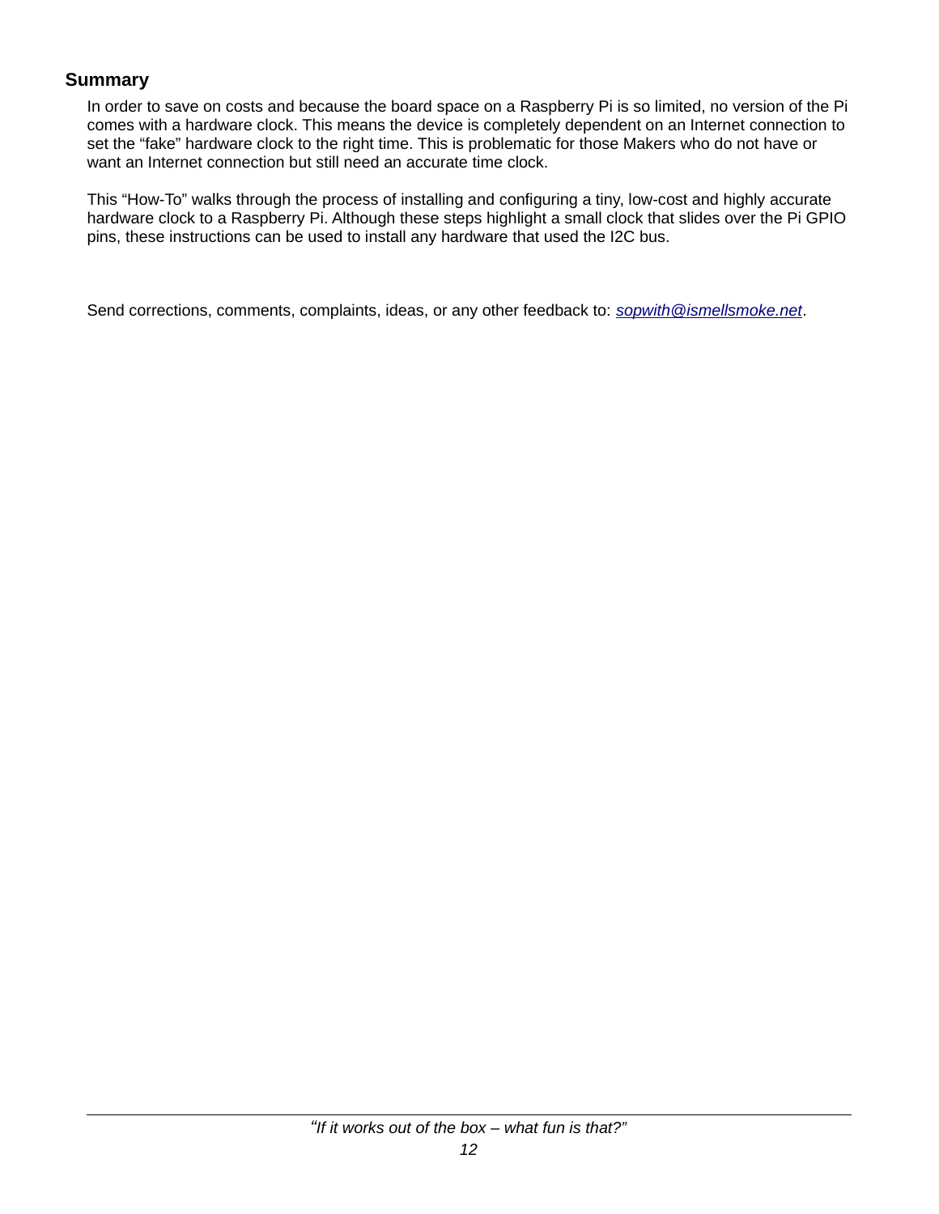## Summary

In order to save on costs and because the board space on a Raspberry Pi is so limited, no version of the Pi comes with a hardware clock. This means the device is completely dependent on an Internet connection to set the “fake” hardware clock to the right time. This is problematic for those Makers who do not have or want an Internet connection but still need an accurate time clock.

This “How-To” walks through the process of installing and configuring a tiny, low-cost and highly accurate hardware clock to a Raspberry Pi. Although these steps highlight a small clock that slides over the Pi GPIO pins, these instructions can be used to install any hardware that used the I2C bus.

Send corrections, comments, complaints, ideas, or any other feedback to: *sopwith@ismellsmoke.net*.